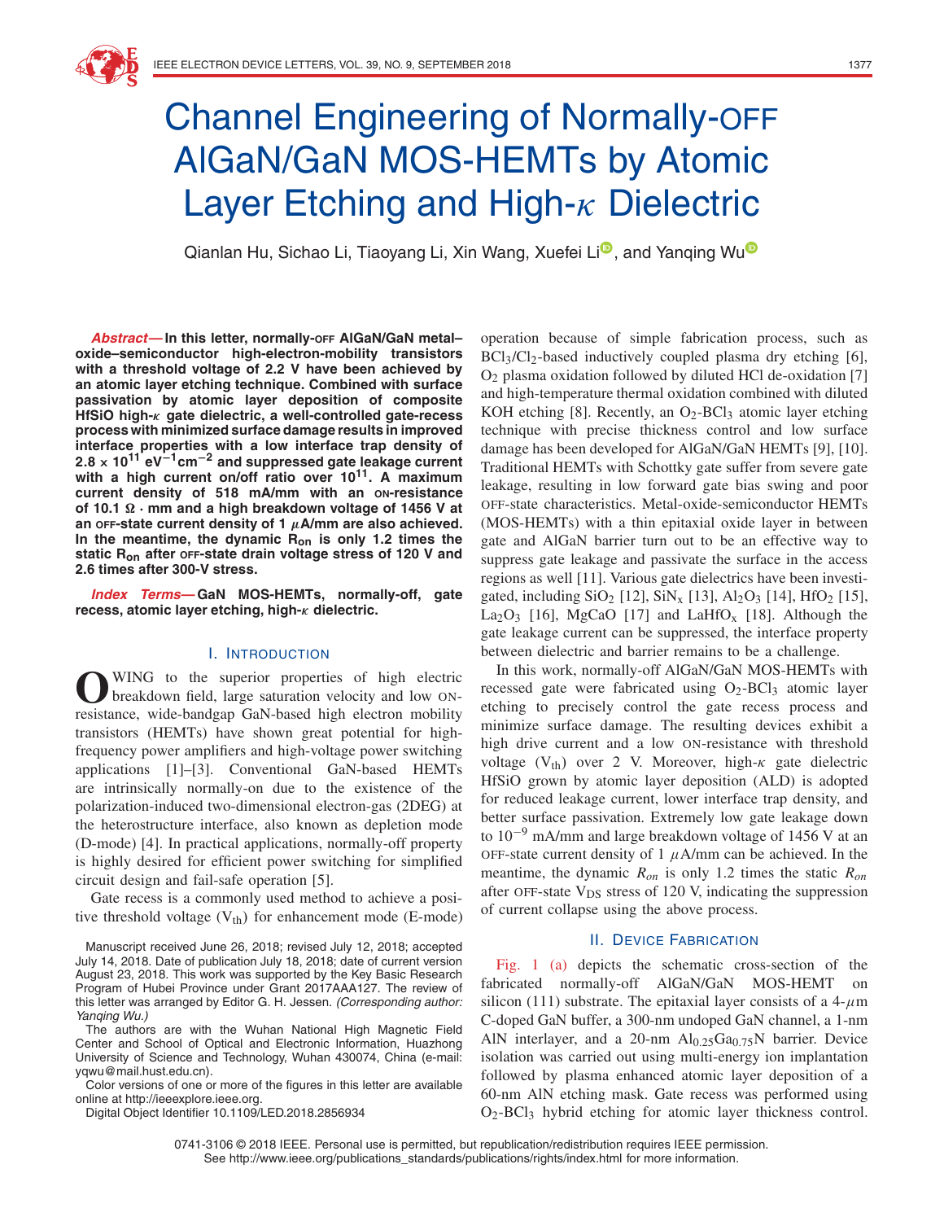# Channel Engineering of Normally-OFF AlGaN/GaN MOS-HEMTs by Atomic Layer Etching and High-κ Dielectric

Qianlan Hu, Sichao Li, Tiaoyang Li, Xin Wang, Xuefei Li, and Yanqing Wu

***Abstract*—In this letter, normally-OFF AlGaN/GaN metal–oxide–semiconductor high-electron-mobility transistors with a threshold voltage of 2.2 V have been achieved by an atomic layer etching technique. Combined with surface passivation by atomic layer deposition of composite HfSiO high-κ gate dielectric, a well-controlled gate-recess process with minimized surface damage results in improved interface properties with a low interface trap density of $2.8 \times 10^{11}$ $eV^{-1}cm^{-2}$ and suppressed gate leakage current with a high current on/off ratio over $10^{11}$. A maximum current density of 518 mA/mm with an ON-resistance of 10.1 Ω · mm and a high breakdown voltage of 1456 V at an OFF-state current density of 1 μA/mm are also achieved. In the meantime, the dynamic $R_{on}$ is only 1.2 times the static $R_{on}$ after OFF-state drain voltage stress of 120 V and 2.6 times after 300-V stress.**

***Index Terms*—GaN MOS-HEMTs, normally-off, gate recess, atomic layer etching, high-κ dielectric.**

## I. Introduction

Owing to the superior properties of high electric breakdown field, large saturation velocity and low ON-resistance, wide-bandgap GaN-based high electron mobility transistors (HEMTs) have shown great potential for high-frequency power amplifiers and high-voltage power switching applications [1]–[3]. Conventional GaN-based HEMTs are intrinsically normally-on due to the existence of the polarization-induced two-dimensional electron-gas (2DEG) at the heterostructure interface, also known as depletion mode (D-mode) [4]. In practical applications, normally-off property is highly desired for efficient power switching for simplified circuit design and fail-safe operation [5].

Gate recess is a commonly used method to achieve a positive threshold voltage ($V_{th}$) for enhancement mode (E-mode) operation because of simple fabrication process, such as $BCl_3/Cl_2$-based inductively coupled plasma dry etching [6], $O_2$ plasma oxidation followed by diluted HCl de-oxidation [7] and high-temperature thermal oxidation combined with diluted KOH etching [8]. Recently, an $O_2$-$BCl_3$ atomic layer etching technique with precise thickness control and low surface damage has been developed for AlGaN/GaN HEMTs [9], [10]. Traditional HEMTs with Schottky gate suffer from severe gate leakage, resulting in low forward gate bias swing and poor OFF-state characteristics. Metal-oxide-semiconductor HEMTs (MOS-HEMTs) with a thin epitaxial oxide layer in between gate and AlGaN barrier turn out to be an effective way to suppress gate leakage and passivate the surface in the access regions as well [11]. Various gate dielectrics have been investigated, including $SiO_2$ [12], $SiN_x$ [13], $Al_2O_3$ [14], $HfO_2$ [15], $La_2O_3$ [16], MgCaO [17] and $LaHfO_x$ [18]. Although the gate leakage current can be suppressed, the interface property between dielectric and barrier remains to be a challenge.

In this work, normally-off AlGaN/GaN MOS-HEMTs with recessed gate were fabricated using $O_2$-$BCl_3$ atomic layer etching to precisely control the gate recess process and minimize surface damage. The resulting devices exhibit a high drive current and a low ON-resistance with threshold voltage ($V_{th}$) over 2 V. Moreover, high-κ gate dielectric HfSiO grown by atomic layer deposition (ALD) is adopted for reduced leakage current, lower interface trap density, and better surface passivation. Extremely low gate leakage down to $10^{-9}$ mA/mm and large breakdown voltage of 1456 V at an OFF-state current density of 1 μA/mm can be achieved. In the meantime, the dynamic $R_{on}$ is only 1.2 times the static $R_{on}$ after OFF-state $V_{DS}$ stress of 120 V, indicating the suppression of current collapse using the above process.

## II. Device Fabrication

Fig. 1 (a) depicts the schematic cross-section of the fabricated normally-off AlGaN/GaN MOS-HEMT on silicon (111) substrate. The epitaxial layer consists of a 4-μm C-doped GaN buffer, a 300-nm undoped GaN channel, a 1-nm AlN interlayer, and a 20-nm $Al_{0.25}Ga_{0.75}N$ barrier. Device isolation was carried out using multi-energy ion implantation followed by plasma enhanced atomic layer deposition of a 60-nm AlN etching mask. Gate recess was performed using $O_2$-$BCl_3$ hybrid etching for atomic layer thickness control.

Manuscript received June 26, 2018; revised July 12, 2018; accepted July 14, 2018. Date of publication July 18, 2018; date of current version August 23, 2018. This work was supported by the Key Basic Research Program of Hubei Province under Grant 2017AAA127. The review of this letter was arranged by Editor G. H. Jessen. *(Corresponding author: Yanqing Wu.)*

The authors are with the Wuhan National High Magnetic Field Center and School of Optical and Electronic Information, Huazhong University of Science and Technology, Wuhan 430074, China (e-mail: yqwu@mail.hust.edu.cn).

Color versions of one or more of the figures in this letter are available online at http://ieeexplore.ieee.org.

Digital Object Identifier 10.1109/LED.2018.2856934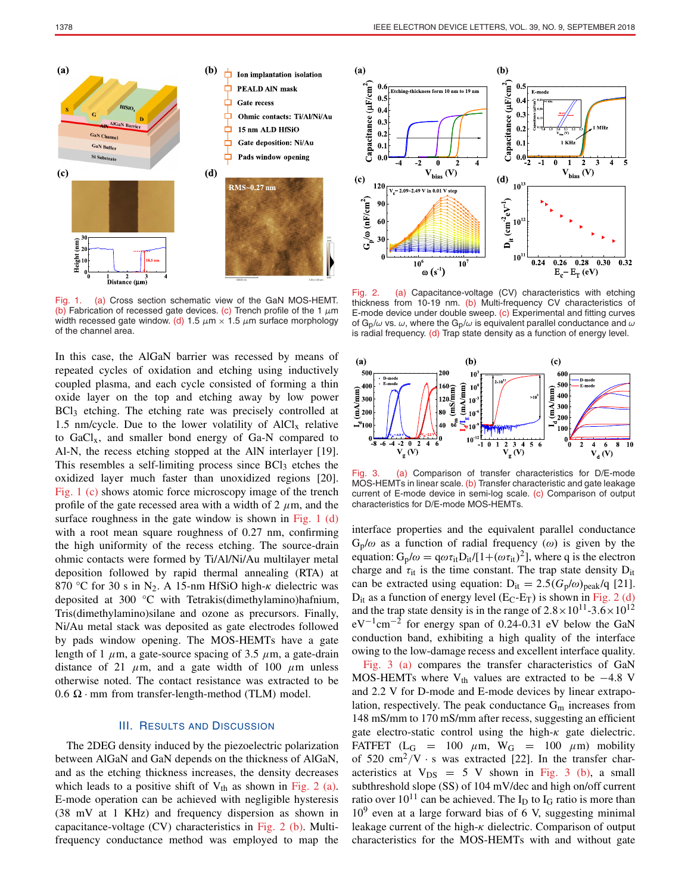Fig. 1. (a) Cross section schematic view of the GaN MOS-HEMT. (b) Fabrication of recessed gate devices. (c) Trench profile of the 1 $\mu$m width recessed gate window. (d) 1.5 $\mu$m × 1.5 $\mu$m surface morphology of the channel area.

Fig. 2. (a) Capacitance-voltage (CV) characteristics with etching thickness from 10-19 nm. (b) Multi-frequency CV characteristics of E-mode device under double sweep. (c) Experimental and fitting curves of $G_p/\omega$ vs. $\omega$, where the $G_p/\omega$ is equivalent parallel conductance and $\omega$ is radial frequency. (d) Trap state density as a function of energy level.

In this case, the AlGaN barrier was recessed by means of repeated cycles of oxidation and etching using inductively coupled plasma, and each cycle consisted of forming a thin oxide layer on the top and etching away by low power $BCl_3$ etching. The etching rate was precisely controlled at 1.5 nm/cycle. Due to the lower volatility of $AlCl_x$ relative to $GaCl_x$, and smaller bond energy of Ga-N compared to Al-N, the recess etching stopped at the AlN interlayer [19]. This resembles a self-limiting process since $BCl_3$ etches the oxidized layer much faster than unoxidized regions [20]. Fig. 1 (c) shows atomic force microscopy image of the trench profile of the gate recessed area with a width of 2 $\mu$m, and the surface roughness in the gate window is shown in Fig. 1 (d) with a root mean square roughness of 0.27 nm, confirming the high uniformity of the recess etching. The source-drain ohmic contacts were formed by Ti/Al/Ni/Au multilayer metal deposition followed by rapid thermal annealing (RTA) at 870 °C for 30 s in $N_2$. A 15-nm HfSiO high-$\kappa$ dielectric was deposited at 300 °C with Tetrakis(dimethylamino)hafnium, Tris(dimethylamino)silane and ozone as precursors. Finally, Ni/Au metal stack was deposited as gate electrodes followed by pads window opening. The MOS-HEMTs have a gate length of 1 $\mu$m, a gate-source spacing of 3.5 $\mu$m, a gate-drain distance of 21 $\mu$m, and a gate width of 100 $\mu$m unless otherwise noted. The contact resistance was extracted to be 0.6 $\Omega \cdot$ mm from transfer-length-method (TLM) model.

## III. Results and Discussion

The 2DEG density induced by the piezoelectric polarization between AlGaN and GaN depends on the thickness of AlGaN, and as the etching thickness increases, the density decreases which leads to a positive shift of $V_{th}$ as shown in Fig. 2 (a). E-mode operation can be achieved with negligible hysteresis (38 mV at 1 KHz) and frequency dispersion as shown in capacitance-voltage (CV) characteristics in Fig. 2 (b). Multi-frequency conductance method was employed to map the interface properties and the equivalent parallel conductance $G_p/\omega$ as a function of radial frequency ($\omega$) is given by the equation: $G_p/\omega = q\omega\tau_{it}D_{it}/[1+(\omega\tau_{it})^2]$, where q is the electron charge and $\tau_{it}$ is the time constant. The trap state density $D_{it}$ can be extracted using equation: $D_{it} = 2.5(G_p/\omega)_{peak}/q$ [21]. $D_{it}$ as a function of energy level ($E_C$-$E_T$) is shown in Fig. 2 (d) and the trap state density is in the range of $2.8\times10^{11}$-$3.6\times10^{12}$ $eV^{-1}cm^{-2}$ for energy span of 0.24-0.31 eV below the GaN conduction band, exhibiting a high quality of the interface owing to the low-damage recess and excellent interface quality.

Fig. 3. (a) Comparison of transfer characteristics for D/E-mode MOS-HEMTs in linear scale. (b) Transfer characteristic and gate leakage current of E-mode device in semi-log scale. (c) Comparison of output characteristics for D/E-mode MOS-HEMTs.

Fig. 3 (a) compares the transfer characteristics of GaN MOS-HEMTs where $V_{th}$ values are extracted to be −4.8 V and 2.2 V for D-mode and E-mode devices by linear extrapolation, respectively. The peak conductance $G_m$ increases from 148 mS/mm to 170 mS/mm after recess, suggesting an efficient gate electro-static control using the high-$\kappa$ gate dielectric. FATFET ($L_G$ = 100 $\mu$m, $W_G$ = 100 $\mu$m) mobility of 520 $cm^2/V \cdot s$ was extracted [22]. In the transfer characteristics at $V_{DS}$ = 5 V shown in Fig. 3 (b), a small subthreshold slope (SS) of 104 mV/dec and high on/off current ratio over $10^{11}$ can be achieved. The $I_D$ to $I_G$ ratio is more than $10^9$ even at a large forward bias of 6 V, suggesting minimal leakage current of the high-$\kappa$ dielectric. Comparison of output characteristics for the MOS-HEMTs with and without gate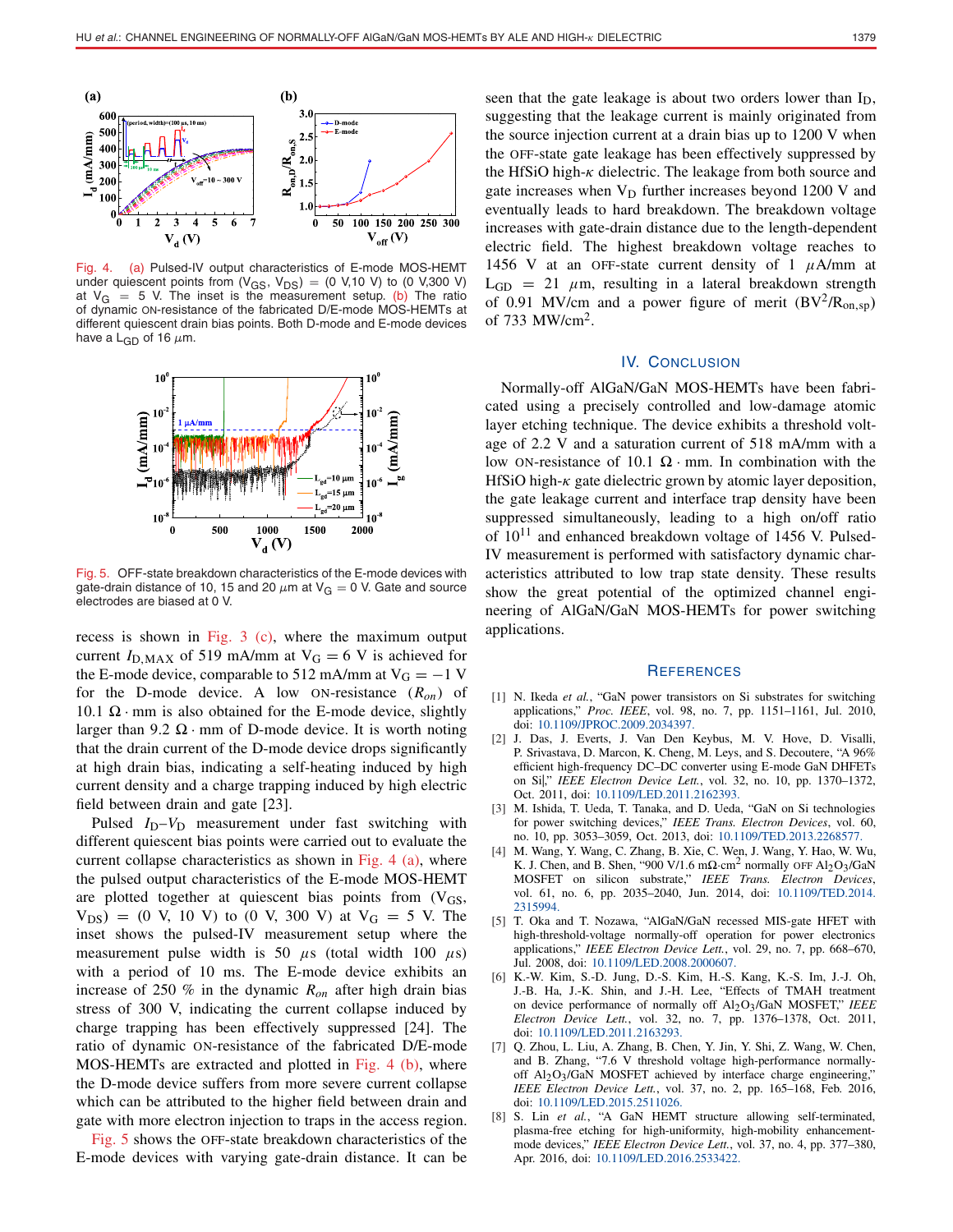Fig. 4. (a) Pulsed-IV output characteristics of E-mode MOS-HEMT under quiescent points from ($V_{GS}$, $V_{DS}$) = (0 V,10 V) to (0 V,300 V) at $V_G$ = 5 V. The inset is the measurement setup. (b) The ratio of dynamic ON-resistance of the fabricated D/E-mode MOS-HEMTs at different quiescent drain bias points. Both D-mode and E-mode devices have a $L_{GD}$ of 16 $\mu$m.

Fig. 5. OFF-state breakdown characteristics of the E-mode devices with gate-drain distance of 10, 15 and 20 $\mu$m at $V_G$ = 0 V. Gate and source electrodes are biased at 0 V.

recess is shown in Fig. 3 (c), where the maximum output current $I_{D,MAX}$ of 519 mA/mm at $V_G = 6$ V is achieved for the E-mode device, comparable to 512 mA/mm at $V_G = -1$ V for the D-mode device. A low ON-resistance ($R_{on}$) of 10.1 $\Omega \cdot$ mm is also obtained for the E-mode device, slightly larger than 9.2 $\Omega \cdot$ mm of D-mode device. It is worth noting that the drain current of the D-mode device drops significantly at high drain bias, indicating a self-heating induced by high current density and a charge trapping induced by high electric field between drain and gate [23].

Pulsed $I_D$–$V_D$ measurement under fast switching with different quiescent bias points were carried out to evaluate the current collapse characteristics as shown in Fig. 4 (a), where the pulsed output characteristics of the E-mode MOS-HEMT are plotted together at quiescent bias points from ($V_{GS}$, $V_{DS}$) = (0 V, 10 V) to (0 V, 300 V) at $V_G = 5$ V. The inset shows the pulsed-IV measurement setup where the measurement pulse width is 50 $\mu$s (total width 100 $\mu$s) with a period of 10 ms. The E-mode device exhibits an increase of 250 % in the dynamic $R_{on}$ after high drain bias stress of 300 V, indicating the current collapse induced by charge trapping has been effectively suppressed [24]. The ratio of dynamic ON-resistance of the fabricated D/E-mode MOS-HEMTs are extracted and plotted in Fig. 4 (b), where the D-mode device suffers from more severe current collapse which can be attributed to the higher field between drain and gate with more electron injection to traps in the access region.

Fig. 5 shows the OFF-state breakdown characteristics of the E-mode devices with varying gate-drain distance. It can be seen that the gate leakage is about two orders lower than $I_D$, suggesting that the leakage current is mainly originated from the source injection current at a drain bias up to 1200 V when the OFF-state gate leakage has been effectively suppressed by the HfSiO high-$\kappa$ dielectric. The leakage from both source and gate increases when $V_D$ further increases beyond 1200 V and eventually leads to hard breakdown. The breakdown voltage increases with gate-drain distance due to the length-dependent electric field. The highest breakdown voltage reaches to 1456 V at an OFF-state current density of 1 $\mu$A/mm at $L_{GD}$ = 21 $\mu$m, resulting in a lateral breakdown strength of 0.91 MV/cm and a power figure of merit ($BV^2/R_{on,sp}$) of 733 MW/cm$^2$.

## IV. Conclusion

Normally-off AlGaN/GaN MOS-HEMTs have been fabricated using a precisely controlled and low-damage atomic layer etching technique. The device exhibits a threshold voltage of 2.2 V and a saturation current of 518 mA/mm with a low ON-resistance of 10.1 $\Omega \cdot$ mm. In combination with the HfSiO high-$\kappa$ gate dielectric grown by atomic layer deposition, the gate leakage current and interface trap density have been suppressed simultaneously, leading to a high on/off ratio of $10^{11}$ and enhanced breakdown voltage of 1456 V. Pulsed-IV measurement is performed with satisfactory dynamic characteristics attributed to low trap state density. These results show the great potential of the optimized channel engineering of AlGaN/GaN MOS-HEMTs for power switching applications.

## References

[1] N. Ikeda *et al.*, "GaN power transistors on Si substrates for switching applications," *Proc. IEEE*, vol. 98, no. 7, pp. 1151–1161, Jul. 2010, doi: 10.1109/JPROC.2009.2034397.

[2] J. Das, J. Everts, J. Van Den Keybus, M. V. Hove, D. Visalli, P. Srivastava, D. Marcon, K. Cheng, M. Leys, and S. Decoutere, "A 96% efficient high-frequency DC–DC converter using E-mode GaN DHFETs on Si," *IEEE Electron Device Lett.*, vol. 32, no. 10, pp. 1370–1372, Oct. 2011, doi: 10.1109/LED.2011.2162393.

[3] M. Ishida, T. Ueda, T. Tanaka, and D. Ueda, "GaN on Si technologies for power switching devices," *IEEE Trans. Electron Devices*, vol. 60, no. 10, pp. 3053–3059, Oct. 2013, doi: 10.1109/TED.2013.2268577.

[4] M. Wang, Y. Wang, C. Zhang, B. Xie, C. Wen, J. Wang, Y. Hao, W. Wu, K. J. Chen, and B. Shen, "900 V/1.6 m$\Omega\cdot$cm$^2$ normally OFF $Al_2O_3$/GaN MOSFET on silicon substrate," *IEEE Trans. Electron Devices*, vol. 61, no. 6, pp. 2035–2040, Jun. 2014, doi: 10.1109/TED.2014.2315994.

[5] T. Oka and T. Nozawa, "AlGaN/GaN recessed MIS-gate HFET with high-threshold-voltage normally-off operation for power electronics applications," *IEEE Electron Device Lett.*, vol. 29, no. 7, pp. 668–670, Jul. 2008, doi: 10.1109/LED.2008.2000607.

[6] K.-W. Kim, S.-D. Jung, D.-S. Kim, H.-S. Kang, K.-S. Im, J.-J. Oh, J.-B. Ha, J.-K. Shin, and J.-H. Lee, "Effects of TMAH treatment on device performance of normally off $Al_2O_3$/GaN MOSFET," *IEEE Electron Device Lett.*, vol. 32, no. 7, pp. 1376–1378, Oct. 2011, doi: 10.1109/LED.2011.2163293.

[7] Q. Zhou, L. Liu, A. Zhang, B. Chen, Y. Jin, Y. Shi, Z. Wang, W. Chen, and B. Zhang, "7.6 V threshold voltage high-performance normally-off $Al_2O_3$/GaN MOSFET achieved by interface charge engineering," *IEEE Electron Device Lett.*, vol. 37, no. 2, pp. 165–168, Feb. 2016, doi: 10.1109/LED.2015.2511026.

[8] S. Lin *et al.*, "A GaN HEMT structure allowing self-terminated, plasma-free etching for high-uniformity, high-mobility enhancement-mode devices," *IEEE Electron Device Lett.*, vol. 37, no. 4, pp. 377–380, Apr. 2016, doi: 10.1109/LED.2016.2533422.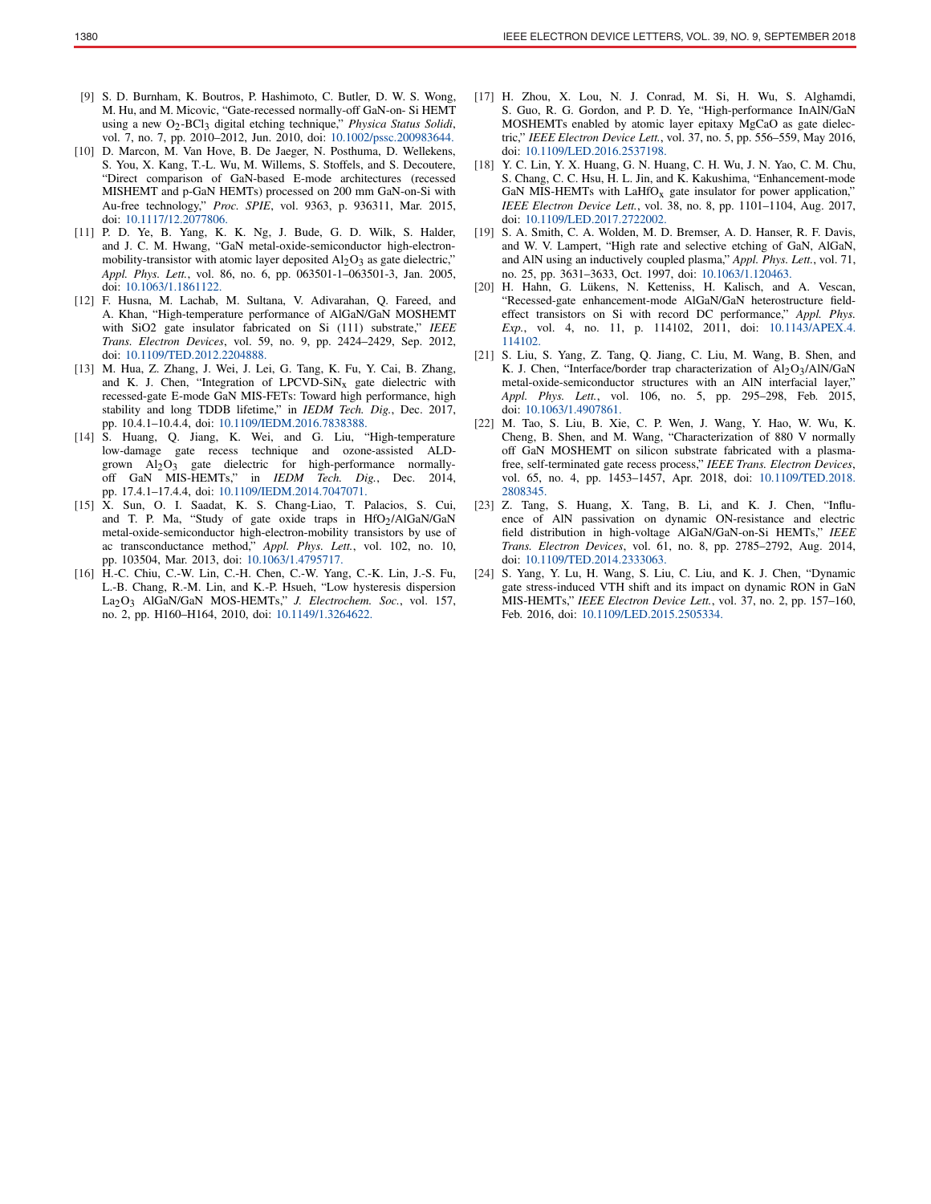[9] S. D. Burnham, K. Boutros, P. Hashimoto, C. Butler, D. W. S. Wong, M. Hu, and M. Micovic, "Gate-recessed normally-off GaN-on- Si HEMT using a new $O_2$-$BCl_3$ digital etching technique," *Physica Status Solidi*, vol. 7, no. 7, pp. 2010–2012, Jun. 2010, doi: 10.1002/pssc.200983644.

[10] D. Marcon, M. Van Hove, B. De Jaeger, N. Posthuma, D. Wellekens, S. You, X. Kang, T.-L. Wu, M. Willems, S. Stoffels, and S. Decoutere, "Direct comparison of GaN-based E-mode architectures (recessed MISHEMT and p-GaN HEMTs) processed on 200 mm GaN-on-Si with Au-free technology," *Proc. SPIE*, vol. 9363, p. 936311, Mar. 2015, doi: 10.1117/12.2077806.

[11] P. D. Ye, B. Yang, K. K. Ng, J. Bude, G. D. Wilk, S. Halder, and J. C. M. Hwang, "GaN metal-oxide-semiconductor high-electron-mobility-transistor with atomic layer deposited $Al_2O_3$ as gate dielectric," *Appl. Phys. Lett.*, vol. 86, no. 6, pp. 063501-1–063501-3, Jan. 2005, doi: 10.1063/1.1861122.

[12] F. Husna, M. Lachab, M. Sultana, V. Adivarahan, Q. Fareed, and A. Khan, "High-temperature performance of AlGaN/GaN MOSHEMT with SiO2 gate insulator fabricated on Si (111) substrate," *IEEE Trans. Electron Devices*, vol. 59, no. 9, pp. 2424–2429, Sep. 2012, doi: 10.1109/TED.2012.2204888.

[13] M. Hua, Z. Zhang, J. Wei, J. Lei, G. Tang, K. Fu, Y. Cai, B. Zhang, and K. J. Chen, "Integration of LPCVD-$SiN_x$ gate dielectric with recessed-gate E-mode GaN MIS-FETs: Toward high performance, high stability and long TDDB lifetime," in *IEDM Tech. Dig.*, Dec. 2017, pp. 10.4.1–10.4.4, doi: 10.1109/IEDM.2016.7838388.

[14] S. Huang, Q. Jiang, K. Wei, and G. Liu, "High-temperature low-damage gate recess technique and ozone-assisted ALD-grown $Al_2O_3$ gate dielectric for high-performance normally-off GaN MIS-HEMTs," in *IEDM Tech. Dig.*, Dec. 2014, pp. 17.4.1–17.4.4, doi: 10.1109/IEDM.2014.7047071.

[15] X. Sun, O. I. Saadat, K. S. Chang-Liao, T. Palacios, S. Cui, and T. P. Ma, "Study of gate oxide traps in $HfO_2$/AlGaN/GaN metal-oxide-semiconductor high-electron-mobility transistors by use of ac transconductance method," *Appl. Phys. Lett.*, vol. 102, no. 10, pp. 103504, Mar. 2013, doi: 10.1063/1.4795717.

[16] H.-C. Chiu, C.-W. Lin, C.-H. Chen, C.-W. Yang, C.-K. Lin, J.-S. Fu, L.-B. Chang, R.-M. Lin, and K.-P. Hsueh, "Low hysteresis dispersion $La_2O_3$ AlGaN/GaN MOS-HEMTs," *J. Electrochem. Soc.*, vol. 157, no. 2, pp. H160–H164, 2010, doi: 10.1149/1.3264622.

[17] H. Zhou, X. Lou, N. J. Conrad, M. Si, H. Wu, S. Alghamdi, S. Guo, R. G. Gordon, and P. D. Ye, "High-performance InAlN/GaN MOSHEMTs enabled by atomic layer epitaxy MgCaO as gate dielectric," *IEEE Electron Device Lett.*, vol. 37, no. 5, pp. 556–559, May 2016, doi: 10.1109/LED.2016.2537198.

[18] Y. C. Lin, Y. X. Huang, G. N. Huang, C. H. Wu, J. N. Yao, C. M. Chu, S. Chang, C. C. Hsu, H. L. Jin, and K. Kakushima, "Enhancement-mode GaN MIS-HEMTs with $LaHfO_x$ gate insulator for power application," *IEEE Electron Device Lett.*, vol. 38, no. 8, pp. 1101–1104, Aug. 2017, doi: 10.1109/LED.2017.2722002.

[19] S. A. Smith, C. A. Wolden, M. D. Bremser, A. D. Hanser, R. F. Davis, and W. V. Lampert, "High rate and selective etching of GaN, AlGaN, and AlN using an inductively coupled plasma," *Appl. Phys. Lett.*, vol. 71, no. 25, pp. 3631–3633, Oct. 1997, doi: 10.1063/1.120463.

[20] H. Hahn, G. Lükens, N. Ketteniss, H. Kalisch, and A. Vescan, "Recessed-gate enhancement-mode AlGaN/GaN heterostructure field-effect transistors on Si with record DC performance," *Appl. Phys. Exp.*, vol. 4, no. 11, p. 114102, 2011, doi: 10.1143/APEX.4.114102.

[21] S. Liu, S. Yang, Z. Tang, Q. Jiang, C. Liu, M. Wang, B. Shen, and K. J. Chen, "Interface/border trap characterization of $Al_2O_3$/AlN/GaN metal-oxide-semiconductor structures with an AlN interfacial layer," *Appl. Phys. Lett.*, vol. 106, no. 5, pp. 295–298, Feb. 2015, doi: 10.1063/1.4907861.

[22] M. Tao, S. Liu, B. Xie, C. P. Wen, J. Wang, Y. Hao, W. Wu, K. Cheng, B. Shen, and M. Wang, "Characterization of 880 V normally off GaN MOSHEMT on silicon substrate fabricated with a plasma-free, self-terminated gate recess process," *IEEE Trans. Electron Devices*, vol. 65, no. 4, pp. 1453–1457, Apr. 2018, doi: 10.1109/TED.2018.2808345.

[23] Z. Tang, S. Huang, X. Tang, B. Li, and K. J. Chen, "Influence of AlN passivation on dynamic ON-resistance and electric field distribution in high-voltage AlGaN/GaN-on-Si HEMTs," *IEEE Trans. Electron Devices*, vol. 61, no. 8, pp. 2785–2792, Aug. 2014, doi: 10.1109/TED.2014.2333063.

[24] S. Yang, Y. Lu, H. Wang, S. Liu, C. Liu, and K. J. Chen, "Dynamic gate stress-induced VTH shift and its impact on dynamic RON in GaN MIS-HEMTs," *IEEE Electron Device Lett.*, vol. 37, no. 2, pp. 157–160, Feb. 2016, doi: 10.1109/LED.2015.2505334.